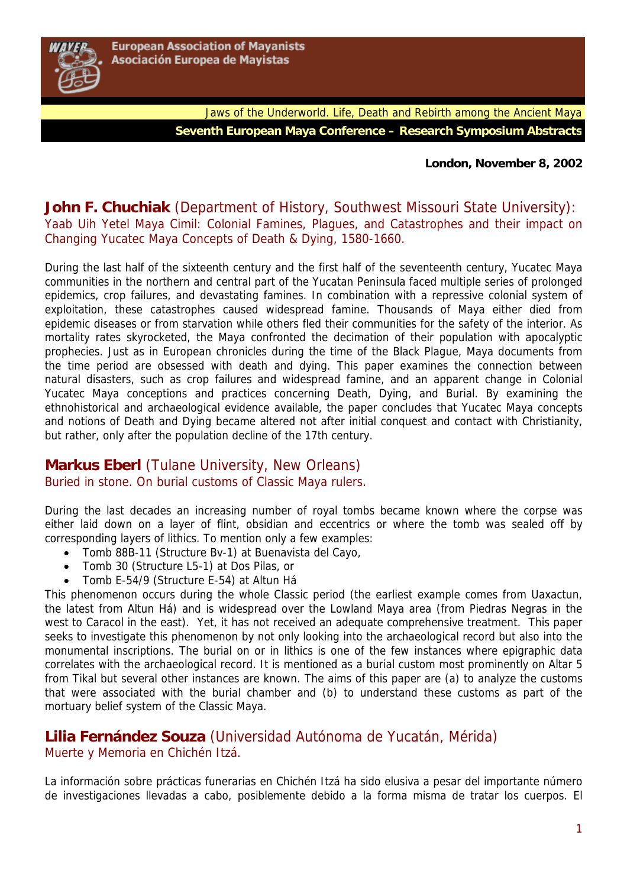European Association of Mayanists
Asociación Europea de Mayistas

Jaws of the Underworld. Life, Death and Rebirth among the Ancient Maya

**Seventh European Maya Conference – Research Symposium Abstracts**

**London, November 8, 2002**

## **John F. Chuchiak** (Department of History, Southwest Missouri State University): Yaab Uih Yetel Maya Cimil: Colonial Famines, Plagues, and Catastrophes and their impact on Changing Yucatec Maya Concepts of Death & Dying, 1580-1660.

During the last half of the sixteenth century and the first half of the seventeenth century, Yucatec Maya communities in the northern and central part of the Yucatan Peninsula faced multiple series of prolonged epidemics, crop failures, and devastating famines. In combination with a repressive colonial system of exploitation, these catastrophes caused widespread famine. Thousands of Maya either died from epidemic diseases or from starvation while others fled their communities for the safety of the interior. As mortality rates skyrocketed, the Maya confronted the decimation of their population with apocalyptic prophecies. Just as in European chronicles during the time of the Black Plague, Maya documents from the time period are obsessed with death and dying. This paper examines the connection between natural disasters, such as crop failures and widespread famine, and an apparent change in Colonial Yucatec Maya conceptions and practices concerning Death, Dying, and Burial. By examining the ethnohistorical and archaeological evidence available, the paper concludes that Yucatec Maya concepts and notions of Death and Dying became altered not after initial conquest and contact with Christianity, but rather, only after the population decline of the 17th century.

## **Markus Eberl** (Tulane University, New Orleans) Buried in stone. On burial customs of Classic Maya rulers.

During the last decades an increasing number of royal tombs became known where the corpse was either laid down on a layer of flint, obsidian and eccentrics or where the tomb was sealed off by corresponding layers of lithics. To mention only a few examples:

- Tomb 88B-11 (Structure Bv-1) at Buenavista del Cayo,
- Tomb 30 (Structure L5-1) at Dos Pilas, or
- Tomb E-54/9 (Structure E-54) at Altun Há

This phenomenon occurs during the whole Classic period (the earliest example comes from Uaxactun, the latest from Altun Há) and is widespread over the Lowland Maya area (from Piedras Negras in the west to Caracol in the east). Yet, it has not received an adequate comprehensive treatment. This paper seeks to investigate this phenomenon by not only looking into the archaeological record but also into the monumental inscriptions. The burial on or in lithics is one of the few instances where epigraphic data correlates with the archaeological record. It is mentioned as a burial custom most prominently on Altar 5 from Tikal but several other instances are known. The aims of this paper are (a) to analyze the customs that were associated with the burial chamber and (b) to understand these customs as part of the mortuary belief system of the Classic Maya.

## **Lilia Fernández Souza** (Universidad Autónoma de Yucatán, Mérida) Muerte y Memoria en Chichén Itzá.

La información sobre prácticas funerarias en Chichén Itzá ha sido elusiva a pesar del importante número de investigaciones llevadas a cabo, posiblemente debido a la forma misma de tratar los cuerpos. El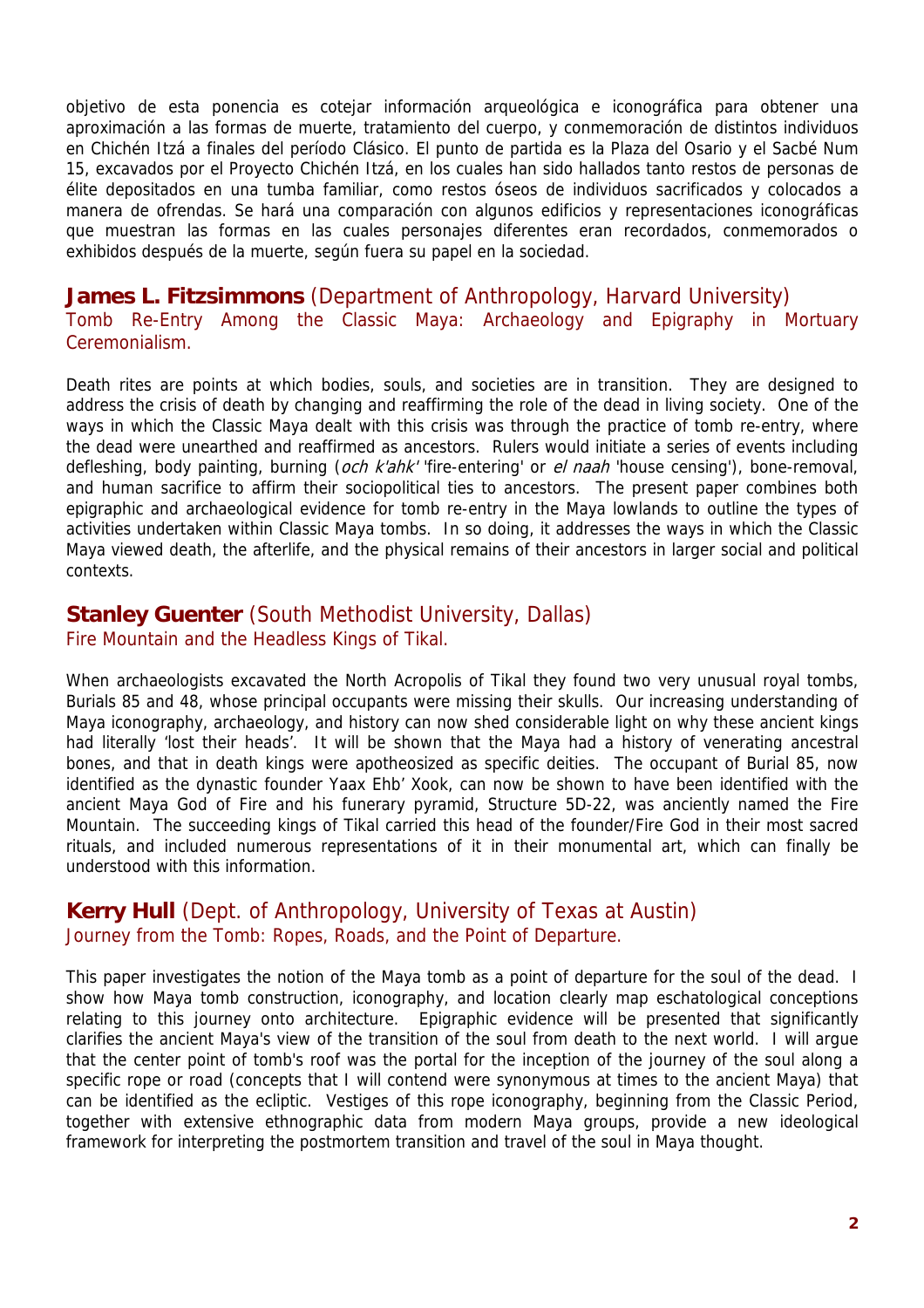objetivo de esta ponencia es cotejar información arqueológica e iconográfica para obtener una aproximación a las formas de muerte, tratamiento del cuerpo, y conmemoración de distintos individuos en Chichén Itzá a finales del período Clásico. El punto de partida es la Plaza del Osario y el Sacbé Num 15, excavados por el Proyecto Chichén Itzá, en los cuales han sido hallados tanto restos de personas de élite depositados en una tumba familiar, como restos óseos de individuos sacrificados y colocados a manera de ofrendas. Se hará una comparación con algunos edificios y representaciones iconográficas que muestran las formas en las cuales personajes diferentes eran recordados, conmemorados o exhibidos después de la muerte, según fuera su papel en la sociedad.

## **James L. Fitzsimmons** (Department of Anthropology, Harvard University)

Tomb Re-Entry Among the Classic Maya: Archaeology and Epigraphy in Mortuary Ceremonialism.

Death rites are points at which bodies, souls, and societies are in transition. They are designed to address the crisis of death by changing and reaffirming the role of the dead in living society. One of the ways in which the Classic Maya dealt with this crisis was through the practice of tomb re-entry, where the dead were unearthed and reaffirmed as ancestors. Rulers would initiate a series of events including defleshing, body painting, burning (*och k'ahk'* 'fire-entering' or *el naah* 'house censing'), bone-removal, and human sacrifice to affirm their sociopolitical ties to ancestors. The present paper combines both epigraphic and archaeological evidence for tomb re-entry in the Maya lowlands to outline the types of activities undertaken within Classic Maya tombs. In so doing, it addresses the ways in which the Classic Maya viewed death, the afterlife, and the physical remains of their ancestors in larger social and political contexts.

## **Stanley Guenter** (South Methodist University, Dallas)

Fire Mountain and the Headless Kings of Tikal.

When archaeologists excavated the North Acropolis of Tikal they found two very unusual royal tombs, Burials 85 and 48, whose principal occupants were missing their skulls. Our increasing understanding of Maya iconography, archaeology, and history can now shed considerable light on why these ancient kings had literally 'lost their heads'. It will be shown that the Maya had a history of venerating ancestral bones, and that in death kings were apotheosized as specific deities. The occupant of Burial 85, now identified as the dynastic founder Yaax Ehb' Xook, can now be shown to have been identified with the ancient Maya God of Fire and his funerary pyramid, Structure 5D-22, was anciently named the Fire Mountain. The succeeding kings of Tikal carried this head of the founder/Fire God in their most sacred rituals, and included numerous representations of it in their monumental art, which can finally be understood with this information.

## **Kerry Hull** (Dept. of Anthropology, University of Texas at Austin)

Journey from the Tomb: Ropes, Roads, and the Point of Departure.

This paper investigates the notion of the Maya tomb as a point of departure for the soul of the dead. I show how Maya tomb construction, iconography, and location clearly map eschatological conceptions relating to this journey onto architecture. Epigraphic evidence will be presented that significantly clarifies the ancient Maya's view of the transition of the soul from death to the next world. I will argue that the center point of tomb's roof was the portal for the inception of the journey of the soul along a specific rope or road (concepts that I will contend were synonymous at times to the ancient Maya) that can be identified as the ecliptic. Vestiges of this rope iconography, beginning from the Classic Period, together with extensive ethnographic data from modern Maya groups, provide a new ideological framework for interpreting the postmortem transition and travel of the soul in Maya thought.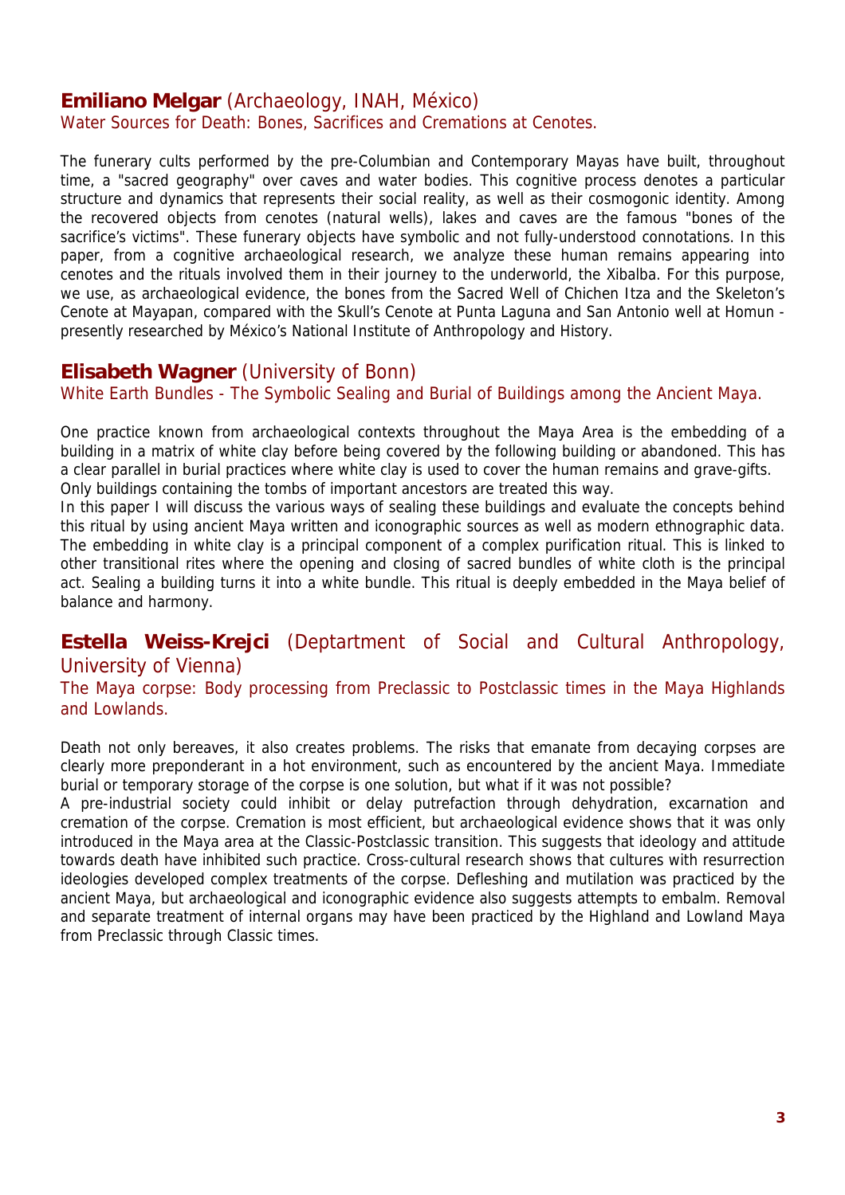## **Emiliano Melgar** (Archaeology, INAH, México)

Water Sources for Death: Bones, Sacrifices and Cremations at Cenotes.

The funerary cults performed by the pre-Columbian and Contemporary Mayas have built, throughout time, a "sacred geography" over caves and water bodies. This cognitive process denotes a particular structure and dynamics that represents their social reality, as well as their cosmogonic identity. Among the recovered objects from cenotes (natural wells), lakes and caves are the famous "bones of the sacrifice's victims". These funerary objects have symbolic and not fully-understood connotations. In this paper, from a cognitive archaeological research, we analyze these human remains appearing into cenotes and the rituals involved them in their journey to the underworld, the Xibalba. For this purpose, we use, as archaeological evidence, the bones from the Sacred Well of Chichen Itza and the Skeleton's Cenote at Mayapan, compared with the Skull's Cenote at Punta Laguna and San Antonio well at Homun - presently researched by México's National Institute of Anthropology and History.

## **Elisabeth Wagner** (University of Bonn)

White Earth Bundles - The Symbolic Sealing and Burial of Buildings among the Ancient Maya.

One practice known from archaeological contexts throughout the Maya Area is the embedding of a building in a matrix of white clay before being covered by the following building or abandoned. This has a clear parallel in burial practices where white clay is used to cover the human remains and grave-gifts. Only buildings containing the tombs of important ancestors are treated this way.

In this paper I will discuss the various ways of sealing these buildings and evaluate the concepts behind this ritual by using ancient Maya written and iconographic sources as well as modern ethnographic data. The embedding in white clay is a principal component of a complex purification ritual. This is linked to other transitional rites where the opening and closing of sacred bundles of white cloth is the principal act. Sealing a building turns it into a white bundle. This ritual is deeply embedded in the Maya belief of balance and harmony.

## **Estella Weiss-Krejci** (Deptartment of Social and Cultural Anthropology, University of Vienna)

The Maya corpse: Body processing from Preclassic to Postclassic times in the Maya Highlands and Lowlands.

Death not only bereaves, it also creates problems. The risks that emanate from decaying corpses are clearly more preponderant in a hot environment, such as encountered by the ancient Maya. Immediate burial or temporary storage of the corpse is one solution, but what if it was not possible?

A pre-industrial society could inhibit or delay putrefaction through dehydration, excarnation and cremation of the corpse. Cremation is most efficient, but archaeological evidence shows that it was only introduced in the Maya area at the Classic-Postclassic transition. This suggests that ideology and attitude towards death have inhibited such practice. Cross-cultural research shows that cultures with resurrection ideologies developed complex treatments of the corpse. Defleshing and mutilation was practiced by the ancient Maya, but archaeological and iconographic evidence also suggests attempts to embalm. Removal and separate treatment of internal organs may have been practiced by the Highland and Lowland Maya from Preclassic through Classic times.